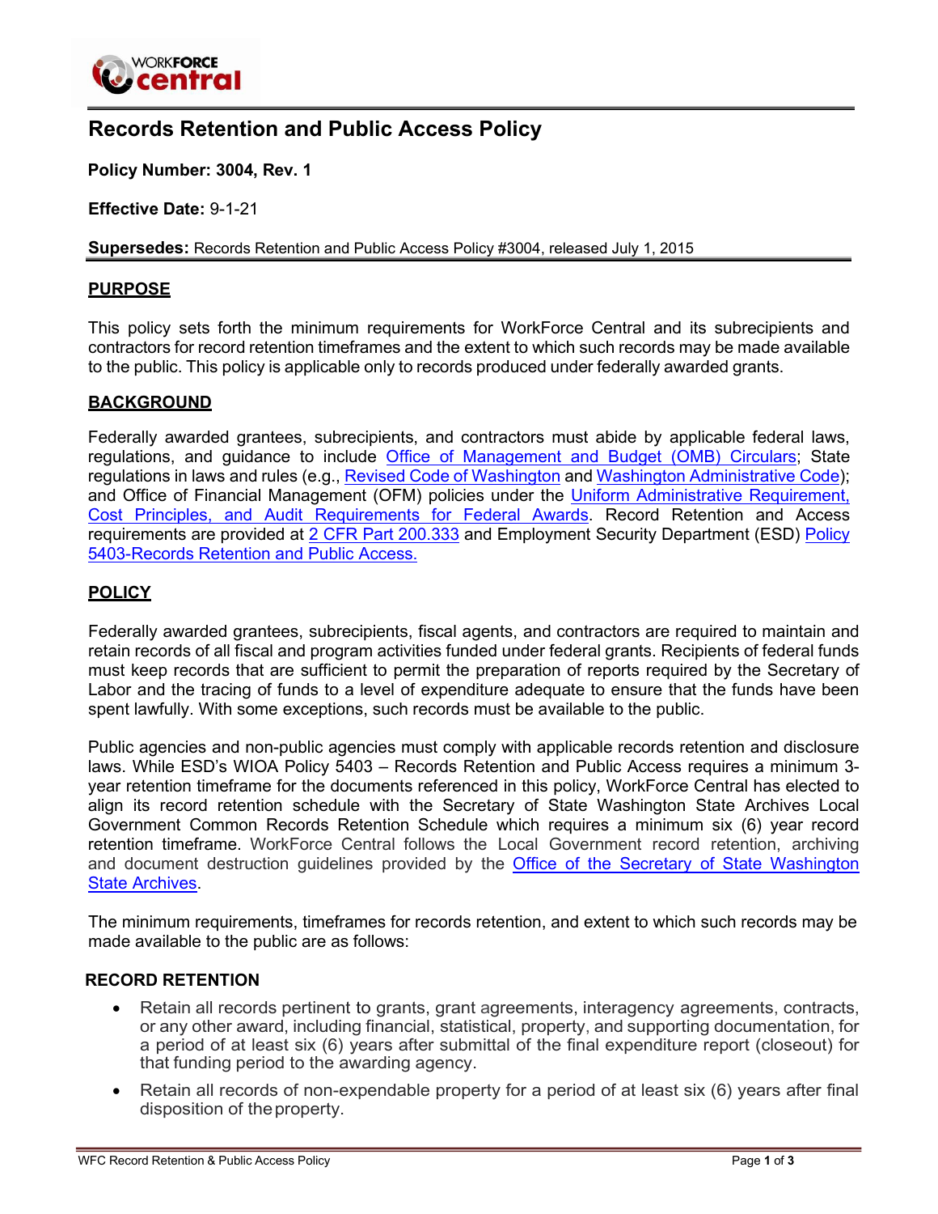# Records Retention and Public Access Policy

**Policy Number: 3004, Rev. 1**

**Effective Date:** 9-1-21

**Supersedes:** Records Retention and Public Access Policy #3004, released July 1, 2015

## PURPOSE

This policy sets forth the minimum requirements for WorkForce Central and its subrecipients and contractors for record retention timeframes and the extent to which such records may be made available to the public. This policy is applicable only to records produced under federally awarded grants.

## BACKGROUND

Federally awarded grantees, subrecipients, and contractors must abide by applicable federal laws, regulations, and guidance to include Office of Management and Budget (OMB) Circulars; State regulations in laws and rules (e.g., Revised Code of Washington and Washington Administrative Code); and Office of Financial Management (OFM) policies under the Uniform Administrative Requirement, Cost Principles, and Audit Requirements for Federal Awards. Record Retention and Access requirements are provided at 2 CFR Part 200.333 and Employment Security Department (ESD) Policy 5403-Records Retention and Public Access.

## POLICY

Federally awarded grantees, subrecipients, fiscal agents, and contractors are required to maintain and retain records of all fiscal and program activities funded under federal grants. Recipients of federal funds must keep records that are sufficient to permit the preparation of reports required by the Secretary of Labor and the tracing of funds to a level of expenditure adequate to ensure that the funds have been spent lawfully. With some exceptions, such records must be available to the public.

Public agencies and non-public agencies must comply with applicable records retention and disclosure laws. While ESD's WIOA Policy 5403 – Records Retention and Public Access requires a minimum 3-year retention timeframe for the documents referenced in this policy, WorkForce Central has elected to align its record retention schedule with the Secretary of State Washington State Archives Local Government Common Records Retention Schedule which requires a minimum six (6) year record retention timeframe. WorkForce Central follows the Local Government record retention, archiving and document destruction guidelines provided by the Office of the Secretary of State Washington State Archives.

The minimum requirements, timeframes for records retention, and extent to which such records may be made available to the public are as follows:

### RECORD RETENTION

- Retain all records pertinent to grants, grant agreements, interagency agreements, contracts, or any other award, including financial, statistical, property, and supporting documentation, for a period of at least six (6) years after submittal of the final expenditure report (closeout) for that funding period to the awarding agency.
- Retain all records of non-expendable property for a period of at least six (6) years after final disposition of the property.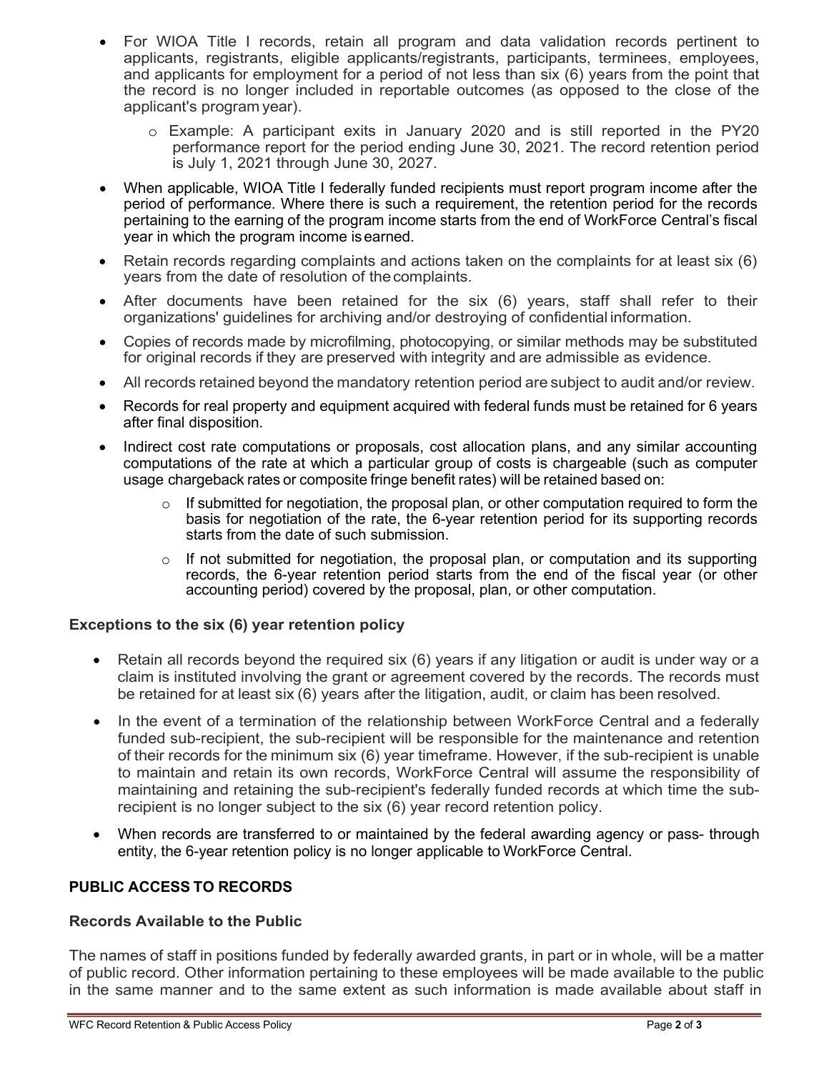- For WIOA Title I records, retain all program and data validation records pertinent to applicants, registrants, eligible applicants/registrants, participants, terminees, employees, and applicants for employment for a period of not less than six (6) years from the point that the record is no longer included in reportable outcomes (as opposed to the close of the applicant's program year).
    - Example: A participant exits in January 2020 and is still reported in the PY20 performance report for the period ending June 30, 2021. The record retention period is July 1, 2021 through June 30, 2027.
- When applicable, WIOA Title I federally funded recipients must report program income after the period of performance. Where there is such a requirement, the retention period for the records pertaining to the earning of the program income starts from the end of WorkForce Central's fiscal year in which the program income is earned.
- Retain records regarding complaints and actions taken on the complaints for at least six (6) years from the date of resolution of the complaints.
- After documents have been retained for the six (6) years, staff shall refer to their organizations' guidelines for archiving and/or destroying of confidential information.
- Copies of records made by microfilming, photocopying, or similar methods may be substituted for original records if they are preserved with integrity and are admissible as evidence.
- All records retained beyond the mandatory retention period are subject to audit and/or review.
- Records for real property and equipment acquired with federal funds must be retained for 6 years after final disposition.
- Indirect cost rate computations or proposals, cost allocation plans, and any similar accounting computations of the rate at which a particular group of costs is chargeable (such as computer usage chargeback rates or composite fringe benefit rates) will be retained based on:
    - If submitted for negotiation, the proposal plan, or other computation required to form the basis for negotiation of the rate, the 6-year retention period for its supporting records starts from the date of such submission.
    - If not submitted for negotiation, the proposal plan, or computation and its supporting records, the 6-year retention period starts from the end of the fiscal year (or other accounting period) covered by the proposal, plan, or other computation.

### Exceptions to the six (6) year retention policy

- Retain all records beyond the required six (6) years if any litigation or audit is under way or a claim is instituted involving the grant or agreement covered by the records. The records must be retained for at least six (6) years after the litigation, audit, or claim has been resolved.
- In the event of a termination of the relationship between WorkForce Central and a federally funded sub-recipient, the sub-recipient will be responsible for the maintenance and retention of their records for the minimum six (6) year timeframe. However, if the sub-recipient is unable to maintain and retain its own records, WorkForce Central will assume the responsibility of maintaining and retaining the sub-recipient's federally funded records at which time the sub-recipient is no longer subject to the six (6) year record retention policy.
- When records are transferred to or maintained by the federal awarding agency or pass- through entity, the 6-year retention policy is no longer applicable to WorkForce Central.

## PUBLIC ACCESS TO RECORDS

### Records Available to the Public

The names of staff in positions funded by federally awarded grants, in part or in whole, will be a matter of public record. Other information pertaining to these employees will be made available to the public in the same manner and to the same extent as such information is made available about staff in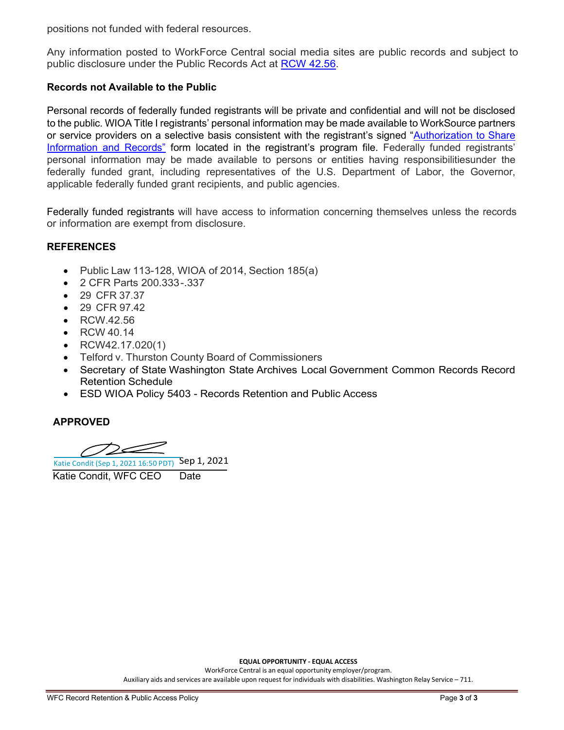positions not funded with federal resources.

Any information posted to WorkForce Central social media sites are public records and subject to public disclosure under the Public Records Act at RCW 42.56.

**Records not Available to the Public**

Personal records of federally funded registrants will be private and confidential and will not be disclosed to the public. WIOA Title I registrants' personal information may be made available to WorkSource partners or service providers on a selective basis consistent with the registrant's signed "Authorization to Share Information and Records" form located in the registrant's program file. Federally funded registrants' personal information may be made available to persons or entities having responsibilitiesunder the federally funded grant, including representatives of the U.S. Department of Labor, the Governor, applicable federally funded grant recipients, and public agencies.

Federally funded registrants will have access to information concerning themselves unless the records or information are exempt from disclosure.

**REFERENCES**

- Public Law 113-128, WIOA of 2014, Section 185(a)
- 2 CFR Parts 200.333-.337
- 29 CFR 37.37
- 29 CFR 97.42
- RCW.42.56
- RCW 40.14
- RCW42.17.020(1)
- Telford v. Thurston County Board of Commissioners
- Secretary of State Washington State Archives Local Government Common Records Record Retention Schedule
- ESD WIOA Policy 5403 - Records Retention and Public Access

**APPROVED**

Katie Condit (Sep 1, 2021 16:50 PDT) Sep 1, 2021

Katie Condit, WFC CEO Date

**EQUAL OPPORTUNITY - EQUAL ACCESS**

WorkForce Central is an equal opportunity employer/program.

Auxiliary aids and services are available upon request for individuals with disabilities. Washington Relay Service – 711.